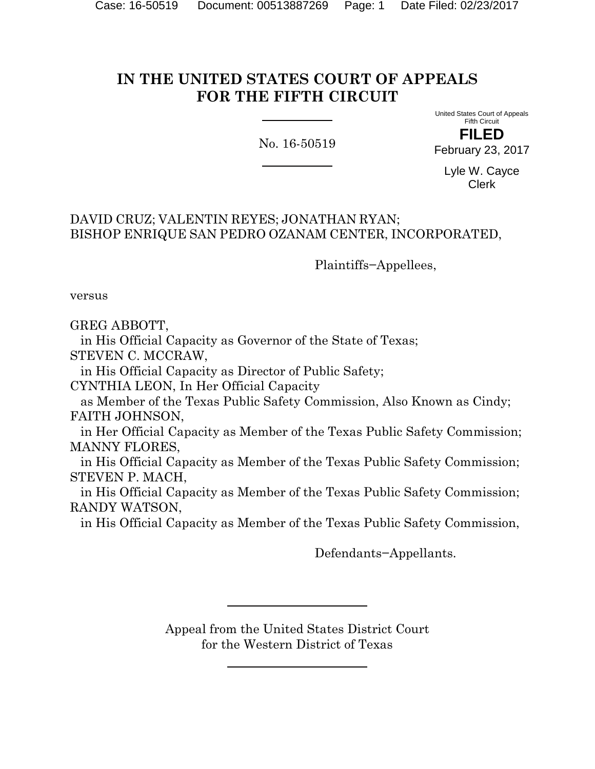# IN THE UNITED STATES COURT OF APPEALS FOR THE FIFTH CIRCUIT

No. 16-50519

United States Court of Appeals
Fifth Circuit

**FILED**

February 23, 2017

Lyle W. Cayce
Clerk

DAVID CRUZ; VALENTIN REYES; JONATHAN RYAN;
BISHOP ENRIQUE SAN PEDRO OZANAM CENTER, INCORPORATED,

Plaintiffs−Appellees,

versus

GREG ABBOTT,
in His Official Capacity as Governor of the State of Texas;
STEVEN C. MCCRAW,
in His Official Capacity as Director of Public Safety;
CYNTHIA LEON, In Her Official Capacity
as Member of the Texas Public Safety Commission, Also Known as Cindy;
FAITH JOHNSON,
in Her Official Capacity as Member of the Texas Public Safety Commission;
MANNY FLORES,
in His Official Capacity as Member of the Texas Public Safety Commission;
STEVEN P. MACH,
in His Official Capacity as Member of the Texas Public Safety Commission;
RANDY WATSON,
in His Official Capacity as Member of the Texas Public Safety Commission,

Defendants−Appellants.

Appeal from the United States District Court
for the Western District of Texas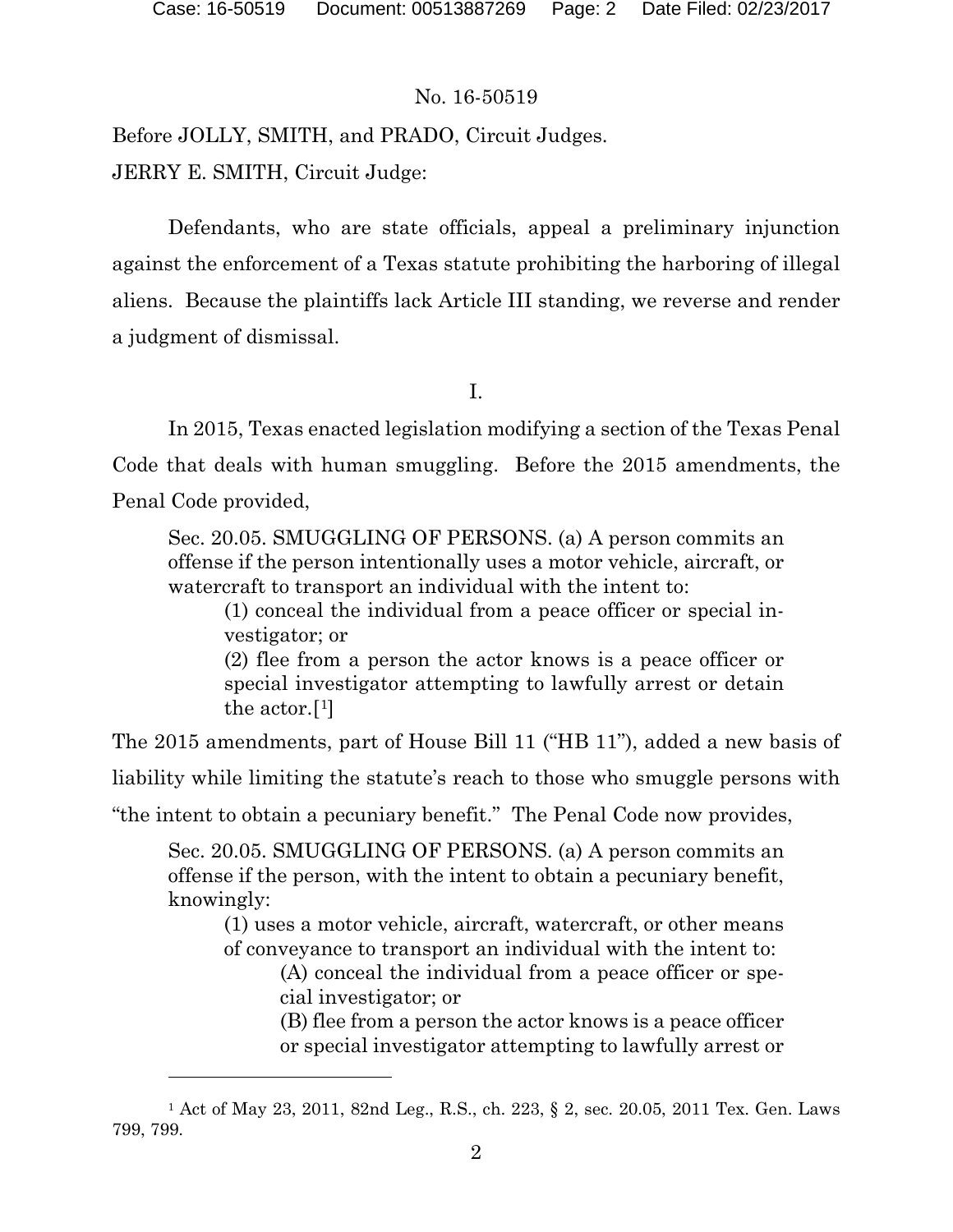No. 16-50519

Before JOLLY, SMITH, and PRADO, Circuit Judges.

JERRY E. SMITH, Circuit Judge:

Defendants, who are state officials, appeal a preliminary injunction against the enforcement of a Texas statute prohibiting the harboring of illegal aliens. Because the plaintiffs lack Article III standing, we reverse and render a judgment of dismissal.

I.

In 2015, Texas enacted legislation modifying a section of the Texas Penal Code that deals with human smuggling. Before the 2015 amendments, the Penal Code provided,

> Sec. 20.05. SMUGGLING OF PERSONS. (a) A person commits an offense if the person intentionally uses a motor vehicle, aircraft, or watercraft to transport an individual with the intent to:
>
> (1) conceal the individual from a peace officer or special investigator; or
>
> (2) flee from a person the actor knows is a peace officer or special investigator attempting to lawfully arrest or detain the actor.[1]

The 2015 amendments, part of House Bill 11 ("HB 11"), added a new basis of liability while limiting the statute's reach to those who smuggle persons with "the intent to obtain a pecuniary benefit." The Penal Code now provides,

> Sec. 20.05. SMUGGLING OF PERSONS. (a) A person commits an offense if the person, with the intent to obtain a pecuniary benefit, knowingly:
>
> (1) uses a motor vehicle, aircraft, watercraft, or other means of conveyance to transport an individual with the intent to:
>
> (A) conceal the individual from a peace officer or special investigator; or
>
> (B) flee from a person the actor knows is a peace officer or special investigator attempting to lawfully arrest or

[1] Act of May 23, 2011, 82nd Leg., R.S., ch. 223, § 2, sec. 20.05, 2011 Tex. Gen. Laws 799, 799.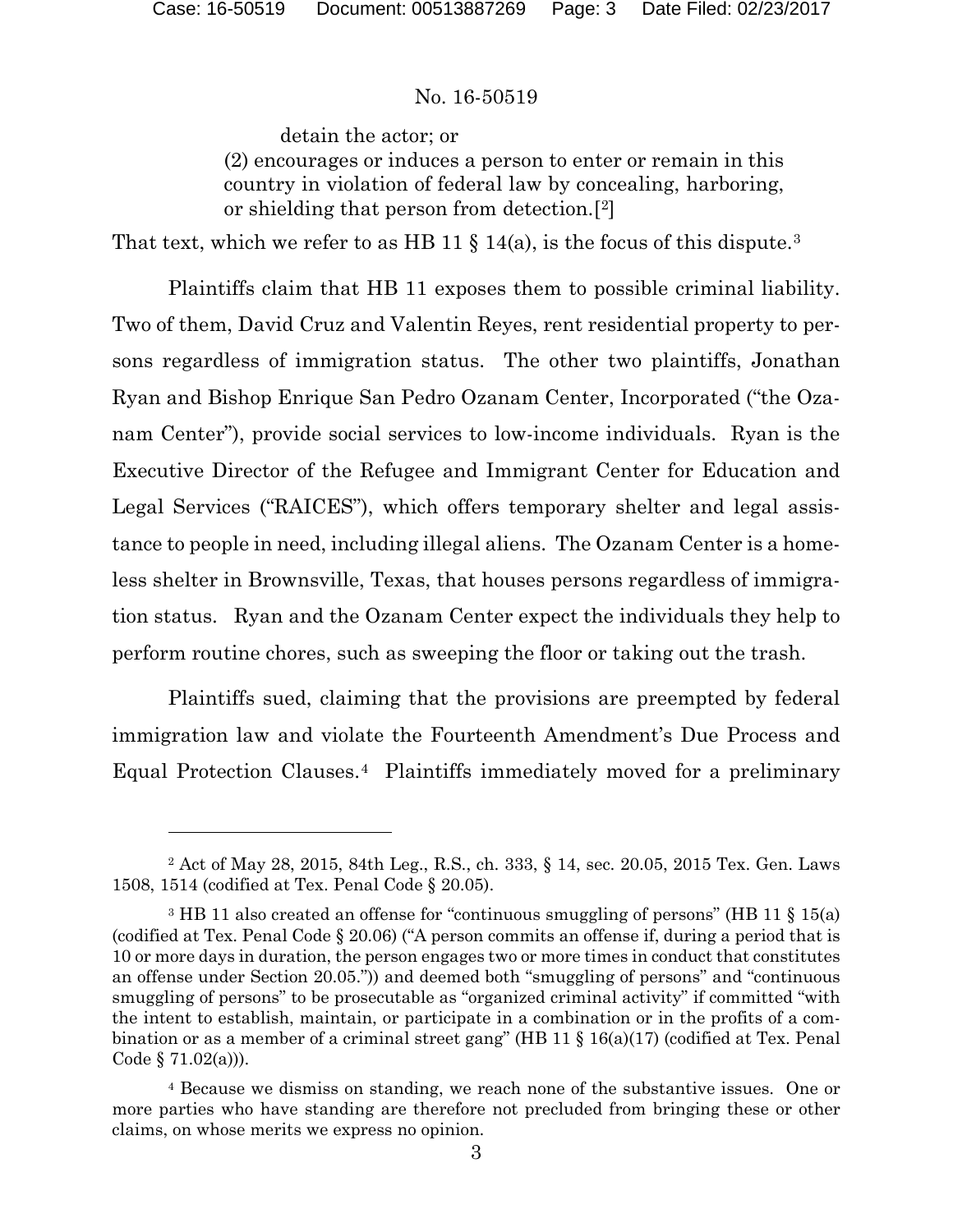detain the actor; or

(2) encourages or induces a person to enter or remain in this country in violation of federal law by concealing, harboring, or shielding that person from detection.[2]

That text, which we refer to as HB 11 § 14(a), is the focus of this dispute.[3]

Plaintiffs claim that HB 11 exposes them to possible criminal liability. Two of them, David Cruz and Valentin Reyes, rent residential property to persons regardless of immigration status. The other two plaintiffs, Jonathan Ryan and Bishop Enrique San Pedro Ozanam Center, Incorporated ("the Ozanam Center"), provide social services to low-income individuals. Ryan is the Executive Director of the Refugee and Immigrant Center for Education and Legal Services ("RAICES"), which offers temporary shelter and legal assistance to people in need, including illegal aliens. The Ozanam Center is a homeless shelter in Brownsville, Texas, that houses persons regardless of immigration status. Ryan and the Ozanam Center expect the individuals they help to perform routine chores, such as sweeping the floor or taking out the trash.

Plaintiffs sued, claiming that the provisions are preempted by federal immigration law and violate the Fourteenth Amendment's Due Process and Equal Protection Clauses.[4] Plaintiffs immediately moved for a preliminary

---

[2] Act of May 28, 2015, 84th Leg., R.S., ch. 333, § 14, sec. 20.05, 2015 Tex. Gen. Laws 1508, 1514 (codified at Tex. Penal Code § 20.05).

[3] HB 11 also created an offense for "continuous smuggling of persons" (HB 11 § 15(a) (codified at Tex. Penal Code § 20.06) ("A person commits an offense if, during a period that is 10 or more days in duration, the person engages two or more times in conduct that constitutes an offense under Section 20.05.")) and deemed both "smuggling of persons" and "continuous smuggling of persons" to be prosecutable as "organized criminal activity" if committed "with the intent to establish, maintain, or participate in a combination or in the profits of a combination or as a member of a criminal street gang" (HB 11 § 16(a)(17) (codified at Tex. Penal Code § 71.02(a))).

[4] Because we dismiss on standing, we reach none of the substantive issues. One or more parties who have standing are therefore not precluded from bringing these or other claims, on whose merits we express no opinion.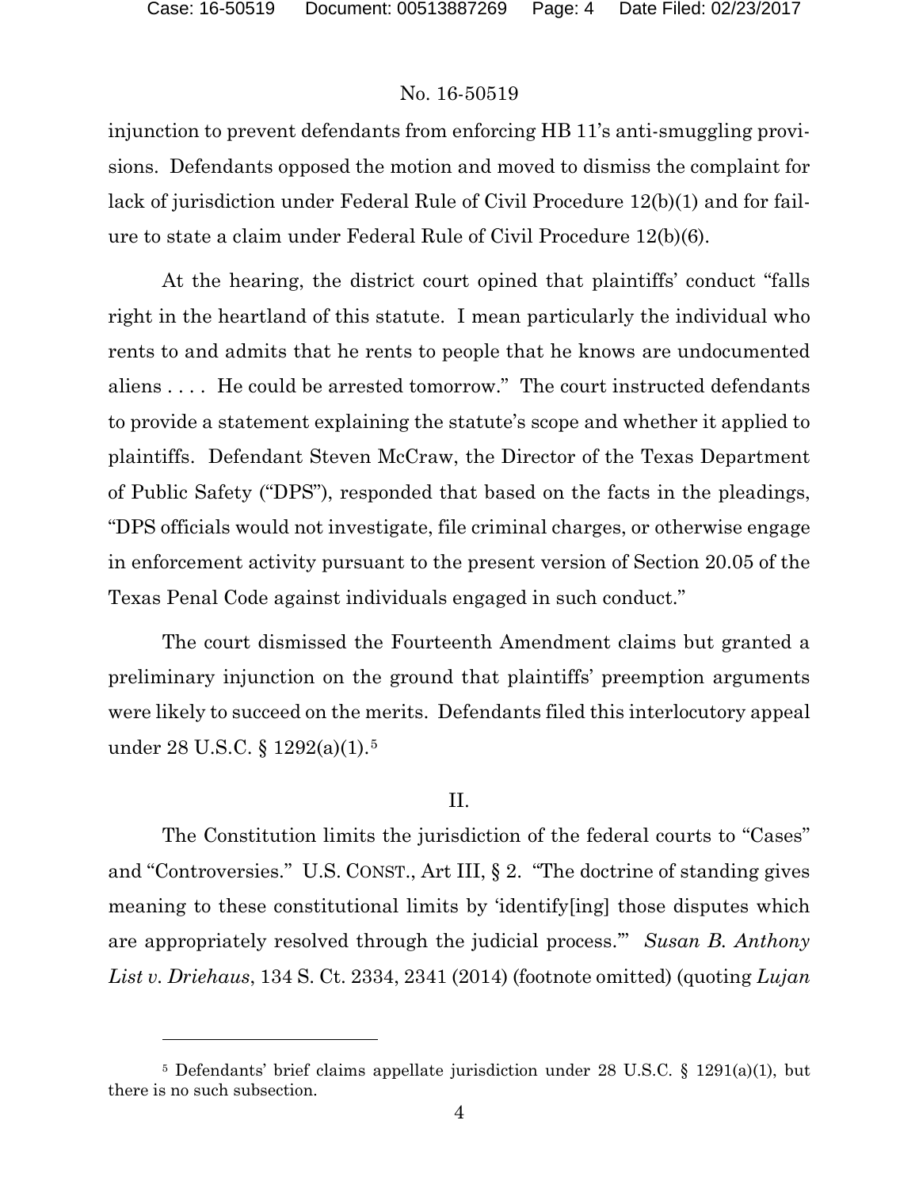injunction to prevent defendants from enforcing HB 11's anti-smuggling provisions. Defendants opposed the motion and moved to dismiss the complaint for lack of jurisdiction under Federal Rule of Civil Procedure 12(b)(1) and for failure to state a claim under Federal Rule of Civil Procedure 12(b)(6).

At the hearing, the district court opined that plaintiffs' conduct "falls right in the heartland of this statute. I mean particularly the individual who rents to and admits that he rents to people that he knows are undocumented aliens . . . . He could be arrested tomorrow." The court instructed defendants to provide a statement explaining the statute's scope and whether it applied to plaintiffs. Defendant Steven McCraw, the Director of the Texas Department of Public Safety ("DPS"), responded that based on the facts in the pleadings, "DPS officials would not investigate, file criminal charges, or otherwise engage in enforcement activity pursuant to the present version of Section 20.05 of the Texas Penal Code against individuals engaged in such conduct."

The court dismissed the Fourteenth Amendment claims but granted a preliminary injunction on the ground that plaintiffs' preemption arguments were likely to succeed on the merits. Defendants filed this interlocutory appeal under 28 U.S.C. § 1292(a)(1).[5]

## II.

The Constitution limits the jurisdiction of the federal courts to "Cases" and "Controversies." U.S. CONST., Art III, § 2. "The doctrine of standing gives meaning to these constitutional limits by 'identify[ing] those disputes which are appropriately resolved through the judicial process.'" *Susan B. Anthony List v. Driehaus*, 134 S. Ct. 2334, 2341 (2014) (footnote omitted) (quoting *Lujan*

---

[5] Defendants' brief claims appellate jurisdiction under 28 U.S.C. § 1291(a)(1), but there is no such subsection.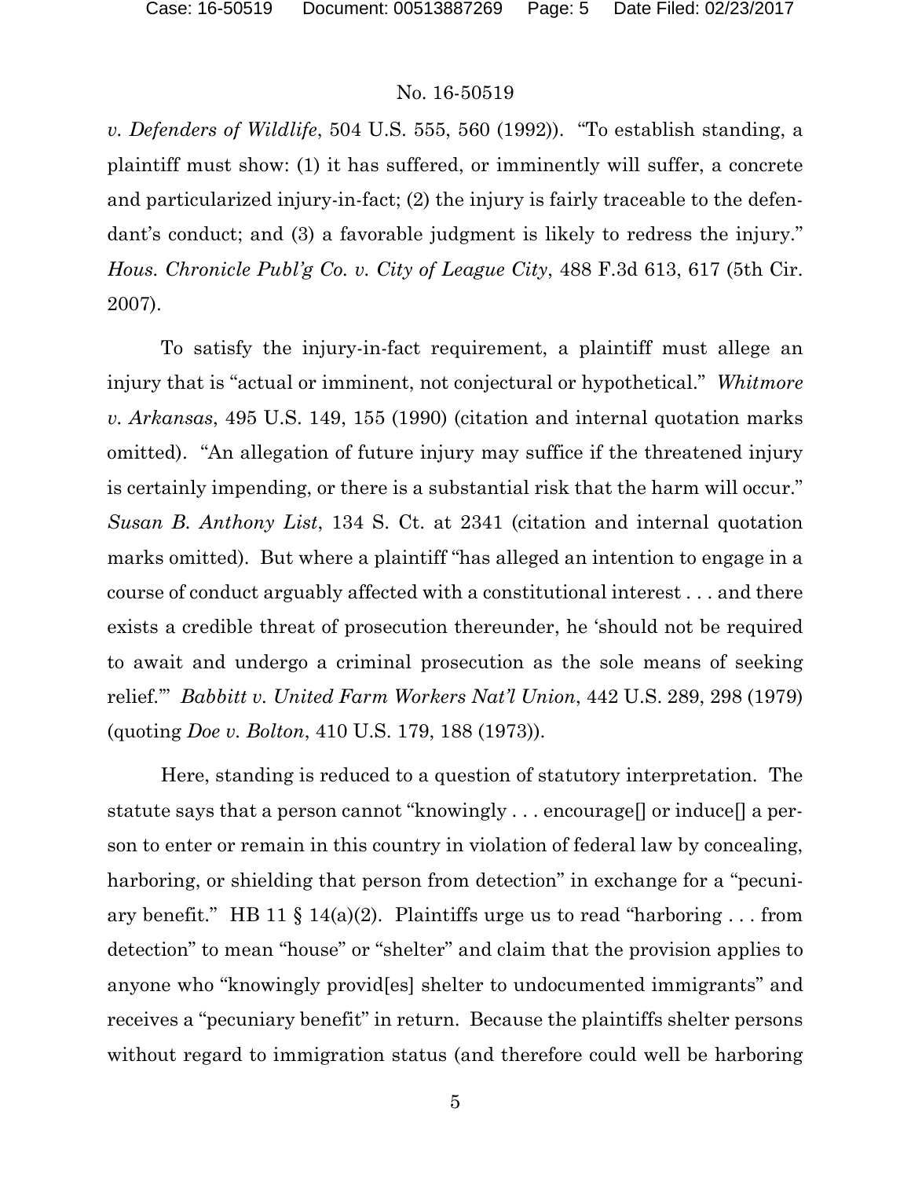*v. Defenders of Wildlife*, 504 U.S. 555, 560 (1992)). "To establish standing, a plaintiff must show: (1) it has suffered, or imminently will suffer, a concrete and particularized injury-in-fact; (2) the injury is fairly traceable to the defendant's conduct; and (3) a favorable judgment is likely to redress the injury." *Hous. Chronicle Publ'g Co. v. City of League City*, 488 F.3d 613, 617 (5th Cir. 2007).

To satisfy the injury-in-fact requirement, a plaintiff must allege an injury that is "actual or imminent, not conjectural or hypothetical." *Whitmore v. Arkansas*, 495 U.S. 149, 155 (1990) (citation and internal quotation marks omitted). "An allegation of future injury may suffice if the threatened injury is certainly impending, or there is a substantial risk that the harm will occur." *Susan B. Anthony List*, 134 S. Ct. at 2341 (citation and internal quotation marks omitted). But where a plaintiff "has alleged an intention to engage in a course of conduct arguably affected with a constitutional interest . . . and there exists a credible threat of prosecution thereunder, he 'should not be required to await and undergo a criminal prosecution as the sole means of seeking relief.'" *Babbitt v. United Farm Workers Nat'l Union*, 442 U.S. 289, 298 (1979) (quoting *Doe v. Bolton*, 410 U.S. 179, 188 (1973)).

Here, standing is reduced to a question of statutory interpretation. The statute says that a person cannot "knowingly . . . encourage[] or induce[] a person to enter or remain in this country in violation of federal law by concealing, harboring, or shielding that person from detection" in exchange for a "pecuniary benefit." HB 11 § 14(a)(2). Plaintiffs urge us to read "harboring . . . from detection" to mean "house" or "shelter" and claim that the provision applies to anyone who "knowingly provid[es] shelter to undocumented immigrants" and receives a "pecuniary benefit" in return. Because the plaintiffs shelter persons without regard to immigration status (and therefore could well be harboring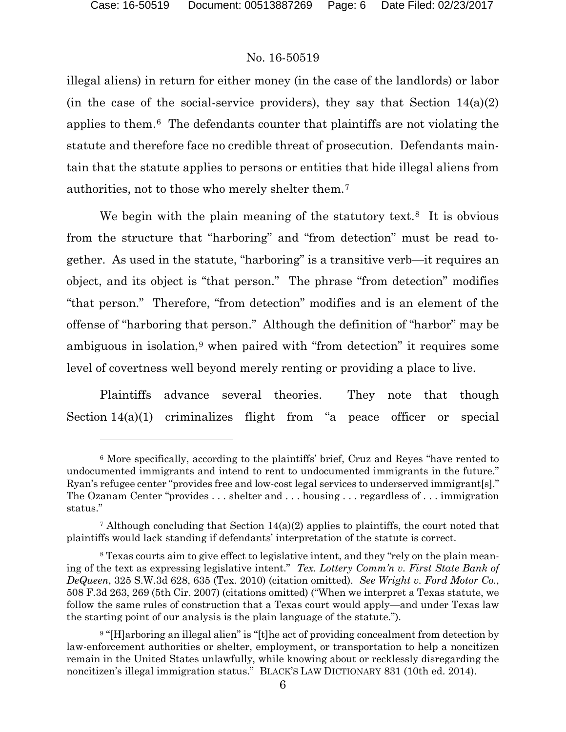illegal aliens) in return for either money (in the case of the landlords) or labor (in the case of the social-service providers), they say that Section 14(a)(2) applies to them.[6] The defendants counter that plaintiffs are not violating the statute and therefore face no credible threat of prosecution. Defendants maintain that the statute applies to persons or entities that hide illegal aliens from authorities, not to those who merely shelter them.[7]

We begin with the plain meaning of the statutory text.[8] It is obvious from the structure that "harboring" and "from detection" must be read together. As used in the statute, "harboring" is a transitive verb—it requires an object, and its object is "that person." The phrase "from detection" modifies "that person." Therefore, "from detection" modifies and is an element of the offense of "harboring that person." Although the definition of "harbor" may be ambiguous in isolation,[9] when paired with "from detection" it requires some level of covertness well beyond merely renting or providing a place to live.

Plaintiffs advance several theories. They note that though Section 14(a)(1) criminalizes flight from "a peace officer or special

---

[6] More specifically, according to the plaintiffs' brief, Cruz and Reyes "have rented to undocumented immigrants and intend to rent to undocumented immigrants in the future." Ryan's refugee center "provides free and low-cost legal services to underserved immigrant[s]." The Ozanam Center "provides . . . shelter and . . . housing . . . regardless of . . . immigration status."

[7] Although concluding that Section 14(a)(2) applies to plaintiffs, the court noted that plaintiffs would lack standing if defendants' interpretation of the statute is correct.

[8] Texas courts aim to give effect to legislative intent, and they "rely on the plain meaning of the text as expressing legislative intent." *Tex. Lottery Comm'n v. First State Bank of DeQueen*, 325 S.W.3d 628, 635 (Tex. 2010) (citation omitted). *See Wright v. Ford Motor Co.*, 508 F.3d 263, 269 (5th Cir. 2007) (citations omitted) ("When we interpret a Texas statute, we follow the same rules of construction that a Texas court would apply—and under Texas law the starting point of our analysis is the plain language of the statute.").

[9] "[H]arboring an illegal alien" is "[t]he act of providing concealment from detection by law-enforcement authorities or shelter, employment, or transportation to help a noncitizen remain in the United States unlawfully, while knowing about or recklessly disregarding the noncitizen's illegal immigration status." BLACK'S LAW DICTIONARY 831 (10th ed. 2014).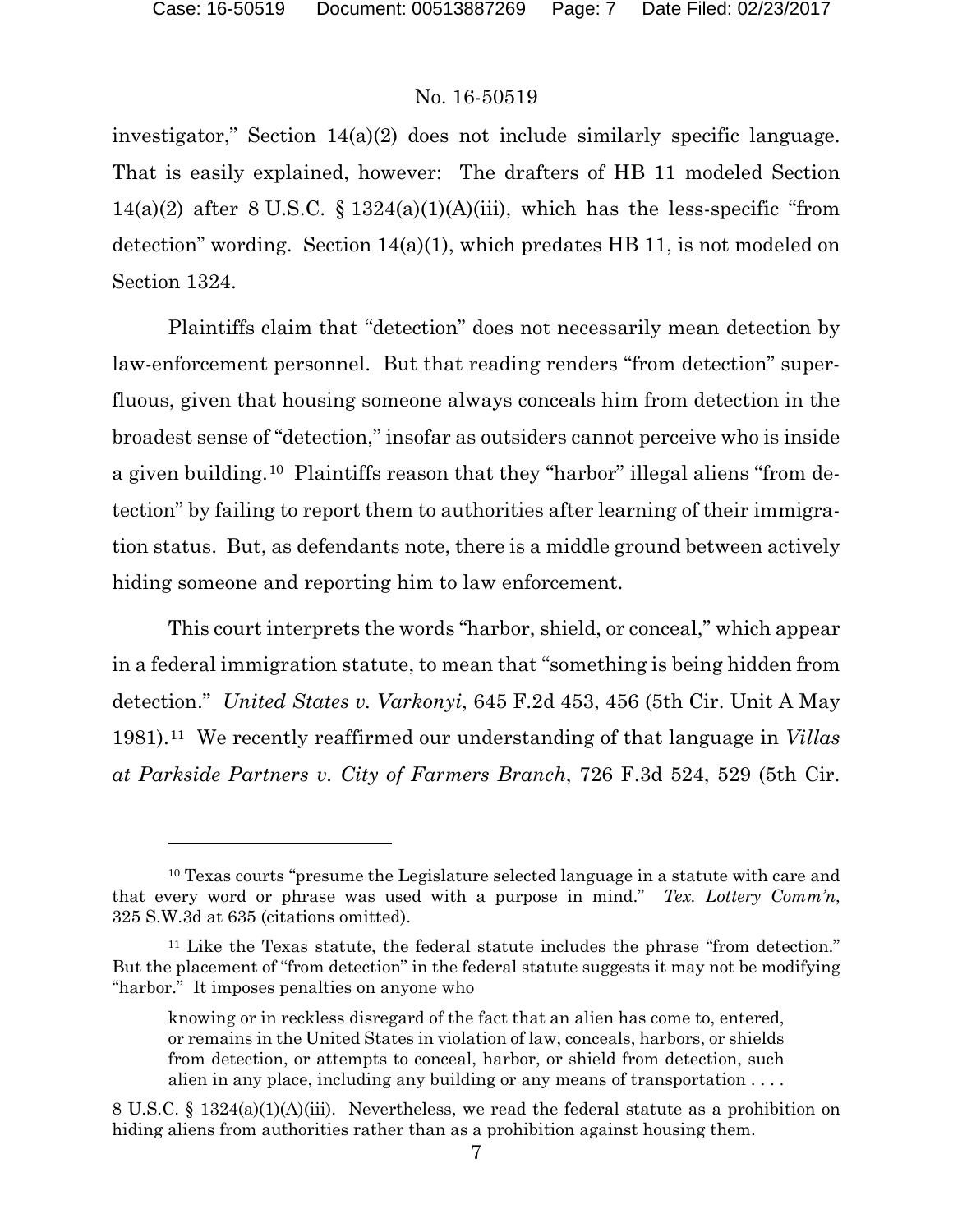investigator," Section 14(a)(2) does not include similarly specific language. That is easily explained, however: The drafters of HB 11 modeled Section 14(a)(2) after 8 U.S.C. § 1324(a)(1)(A)(iii), which has the less-specific "from detection" wording. Section 14(a)(1), which predates HB 11, is not modeled on Section 1324.

Plaintiffs claim that "detection" does not necessarily mean detection by law-enforcement personnel. But that reading renders "from detection" superfluous, given that housing someone always conceals him from detection in the broadest sense of "detection," insofar as outsiders cannot perceive who is inside a given building.[10] Plaintiffs reason that they "harbor" illegal aliens "from detection" by failing to report them to authorities after learning of their immigration status. But, as defendants note, there is a middle ground between actively hiding someone and reporting him to law enforcement.

This court interprets the words "harbor, shield, or conceal," which appear in a federal immigration statute, to mean that "something is being hidden from detection." *United States v. Varkonyi*, 645 F.2d 453, 456 (5th Cir. Unit A May 1981).[11] We recently reaffirmed our understanding of that language in *Villas at Parkside Partners v. City of Farmers Branch*, 726 F.3d 524, 529 (5th Cir.

---

[10] Texas courts "presume the Legislature selected language in a statute with care and that every word or phrase was used with a purpose in mind." *Tex. Lottery Comm'n*, 325 S.W.3d at 635 (citations omitted).

[11] Like the Texas statute, the federal statute includes the phrase "from detection." But the placement of "from detection" in the federal statute suggests it may not be modifying "harbor." It imposes penalties on anyone who

> knowing or in reckless disregard of the fact that an alien has come to, entered, or remains in the United States in violation of law, conceals, harbors, or shields from detection, or attempts to conceal, harbor, or shield from detection, such alien in any place, including any building or any means of transportation . . . .

8 U.S.C. § 1324(a)(1)(A)(iii). Nevertheless, we read the federal statute as a prohibition on hiding aliens from authorities rather than as a prohibition against housing them.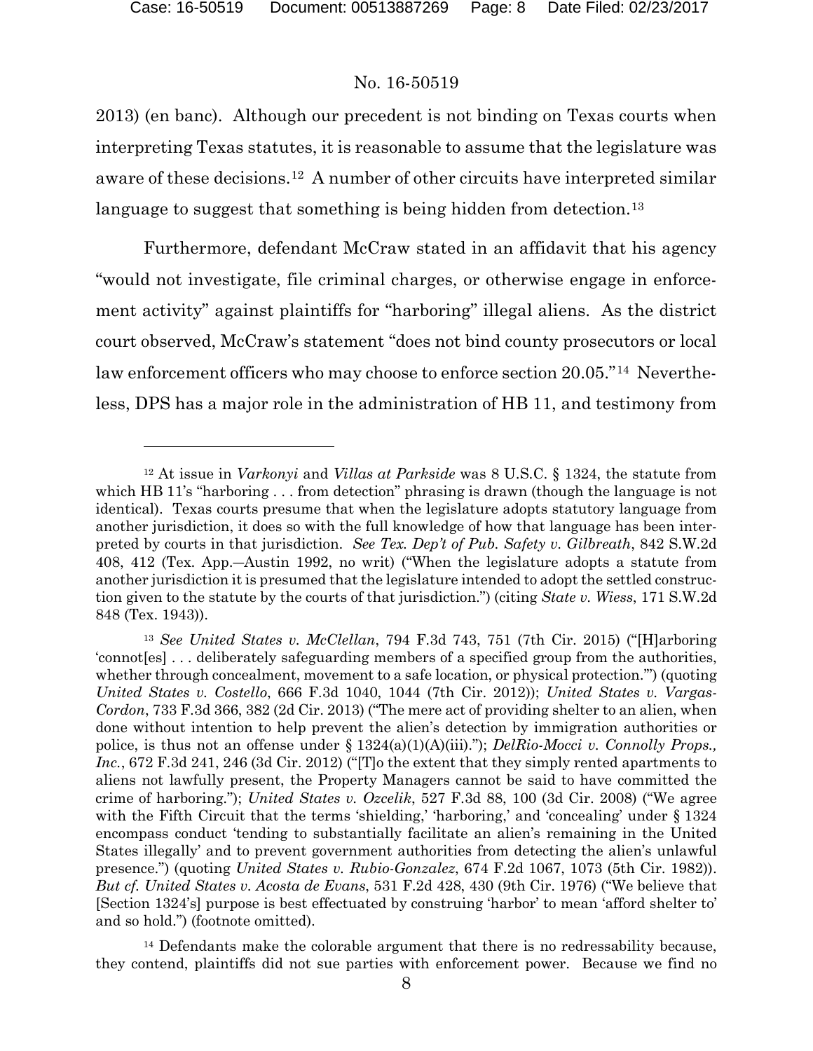2013) (en banc). Although our precedent is not binding on Texas courts when interpreting Texas statutes, it is reasonable to assume that the legislature was aware of these decisions.[12] A number of other circuits have interpreted similar language to suggest that something is being hidden from detection.[13]

Furthermore, defendant McCraw stated in an affidavit that his agency "would not investigate, file criminal charges, or otherwise engage in enforcement activity" against plaintiffs for "harboring" illegal aliens. As the district court observed, McCraw's statement "does not bind county prosecutors or local law enforcement officers who may choose to enforce section 20.05."[14] Nevertheless, DPS has a major role in the administration of HB 11, and testimony from

---

[12] At issue in *Varkonyi* and *Villas at Parkside* was 8 U.S.C. § 1324, the statute from which HB 11's "harboring . . . from detection" phrasing is drawn (though the language is not identical). Texas courts presume that when the legislature adopts statutory language from another jurisdiction, it does so with the full knowledge of how that language has been interpreted by courts in that jurisdiction. *See Tex. Dep't of Pub. Safety v. Gilbreath*, 842 S.W.2d 408, 412 (Tex. App.—Austin 1992, no writ) ("When the legislature adopts a statute from another jurisdiction it is presumed that the legislature intended to adopt the settled construction given to the statute by the courts of that jurisdiction.") (citing *State v. Wiess*, 171 S.W.2d 848 (Tex. 1943)).

[13] *See United States v. McClellan*, 794 F.3d 743, 751 (7th Cir. 2015) ("[H]arboring 'connot[es] . . . deliberately safeguarding members of a specified group from the authorities, whether through concealment, movement to a safe location, or physical protection.'") (quoting *United States v. Costello*, 666 F.3d 1040, 1044 (7th Cir. 2012)); *United States v. Vargas-Cordon*, 733 F.3d 366, 382 (2d Cir. 2013) ("The mere act of providing shelter to an alien, when done without intention to help prevent the alien's detection by immigration authorities or police, is thus not an offense under § 1324(a)(1)(A)(iii)."); *DelRio-Mocci v. Connolly Props., Inc.*, 672 F.3d 241, 246 (3d Cir. 2012) ("[T]o the extent that they simply rented apartments to aliens not lawfully present, the Property Managers cannot be said to have committed the crime of harboring."); *United States v. Ozcelik*, 527 F.3d 88, 100 (3d Cir. 2008) ("We agree with the Fifth Circuit that the terms 'shielding,' 'harboring,' and 'concealing' under § 1324 encompass conduct 'tending to substantially facilitate an alien's remaining in the United States illegally' and to prevent government authorities from detecting the alien's unlawful presence.") (quoting *United States v. Rubio-Gonzalez*, 674 F.2d 1067, 1073 (5th Cir. 1982)). *But cf. United States v. Acosta de Evans*, 531 F.2d 428, 430 (9th Cir. 1976) ("We believe that [Section 1324's] purpose is best effectuated by construing 'harbor' to mean 'afford shelter to' and so hold.") (footnote omitted).

[14] Defendants make the colorable argument that there is no redressability because, they contend, plaintiffs did not sue parties with enforcement power. Because we find no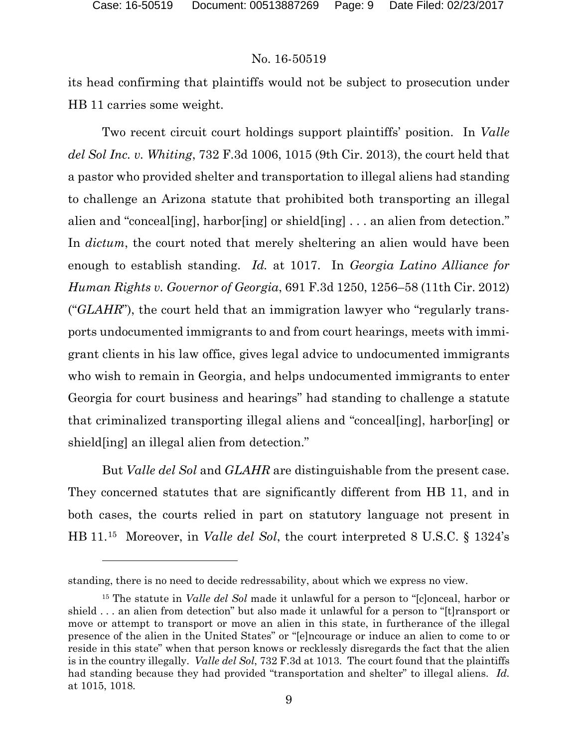its head confirming that plaintiffs would not be subject to prosecution under HB 11 carries some weight.

Two recent circuit court holdings support plaintiffs' position. In *Valle del Sol Inc. v. Whiting*, 732 F.3d 1006, 1015 (9th Cir. 2013), the court held that a pastor who provided shelter and transportation to illegal aliens had standing to challenge an Arizona statute that prohibited both transporting an illegal alien and "conceal[ing], harbor[ing] or shield[ing] . . . an alien from detection." In *dictum*, the court noted that merely sheltering an alien would have been enough to establish standing. *Id.* at 1017. In *Georgia Latino Alliance for Human Rights v. Governor of Georgia*, 691 F.3d 1250, 1256–58 (11th Cir. 2012) ("*GLAHR*"), the court held that an immigration lawyer who "regularly transports undocumented immigrants to and from court hearings, meets with immigrant clients in his law office, gives legal advice to undocumented immigrants who wish to remain in Georgia, and helps undocumented immigrants to enter Georgia for court business and hearings" had standing to challenge a statute that criminalized transporting illegal aliens and "conceal[ing], harbor[ing] or shield[ing] an illegal alien from detection."

But *Valle del Sol* and *GLAHR* are distinguishable from the present case. They concerned statutes that are significantly different from HB 11, and in both cases, the courts relied in part on statutory language not present in HB 11.[15] Moreover, in *Valle del Sol*, the court interpreted 8 U.S.C. § 1324's

---

standing, there is no need to decide redressability, about which we express no view.

[15] The statute in *Valle del Sol* made it unlawful for a person to "[c]onceal, harbor or shield . . . an alien from detection" but also made it unlawful for a person to "[t]ransport or move or attempt to transport or move an alien in this state, in furtherance of the illegal presence of the alien in the United States" or "[e]ncourage or induce an alien to come to or reside in this state" when that person knows or recklessly disregards the fact that the alien is in the country illegally. *Valle del Sol*, 732 F.3d at 1013. The court found that the plaintiffs had standing because they had provided "transportation and shelter" to illegal aliens. *Id.* at 1015, 1018.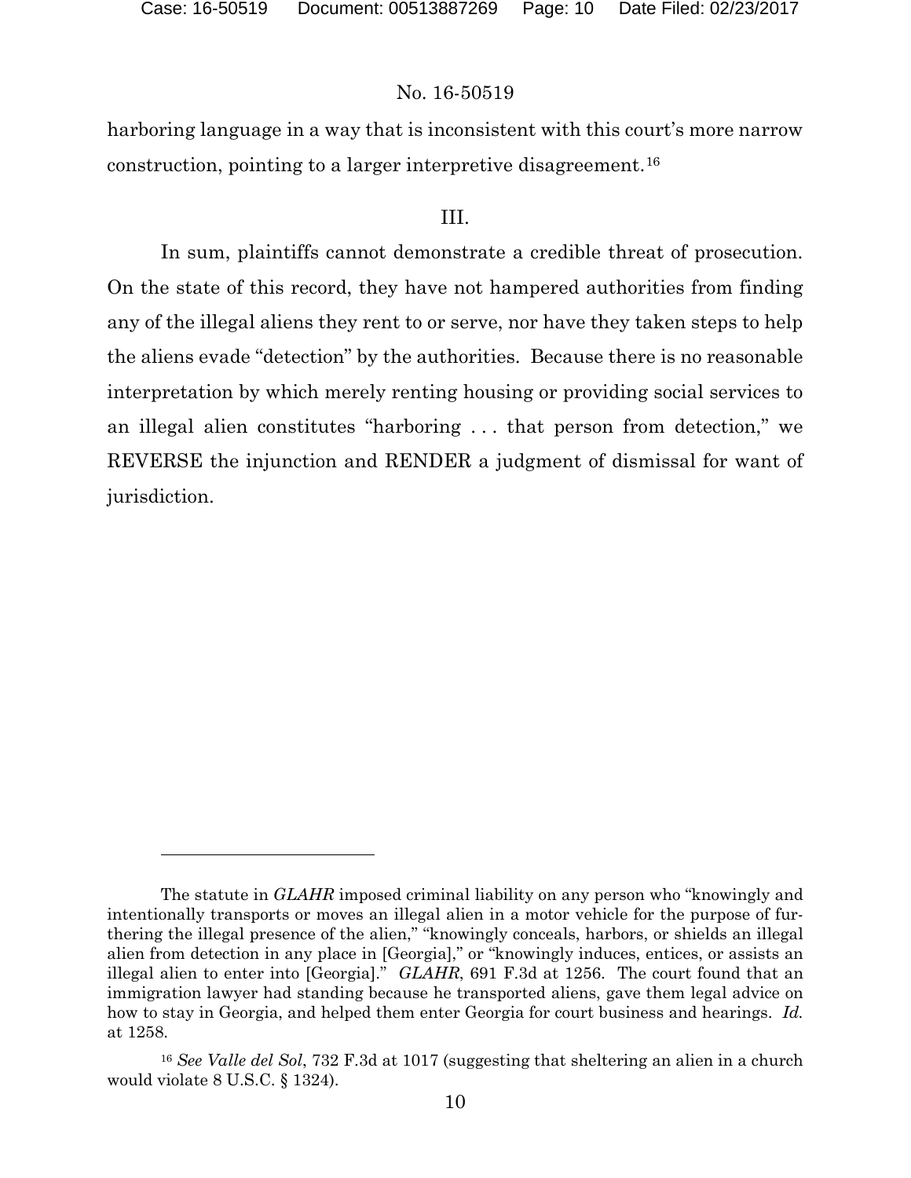harboring language in a way that is inconsistent with this court's more narrow construction, pointing to a larger interpretive disagreement.[16]

## III.

In sum, plaintiffs cannot demonstrate a credible threat of prosecution. On the state of this record, they have not hampered authorities from finding any of the illegal aliens they rent to or serve, nor have they taken steps to help the aliens evade "detection" by the authorities. Because there is no reasonable interpretation by which merely renting housing or providing social services to an illegal alien constitutes "harboring . . . that person from detection," we REVERSE the injunction and RENDER a judgment of dismissal for want of jurisdiction.

---

The statute in *GLAHR* imposed criminal liability on any person who "knowingly and intentionally transports or moves an illegal alien in a motor vehicle for the purpose of furthering the illegal presence of the alien," "knowingly conceals, harbors, or shields an illegal alien from detection in any place in [Georgia]," or "knowingly induces, entices, or assists an illegal alien to enter into [Georgia]." *GLAHR*, 691 F.3d at 1256. The court found that an immigration lawyer had standing because he transported aliens, gave them legal advice on how to stay in Georgia, and helped them enter Georgia for court business and hearings. *Id.* at 1258.

[16] *See Valle del Sol*, 732 F.3d at 1017 (suggesting that sheltering an alien in a church would violate 8 U.S.C. § 1324).